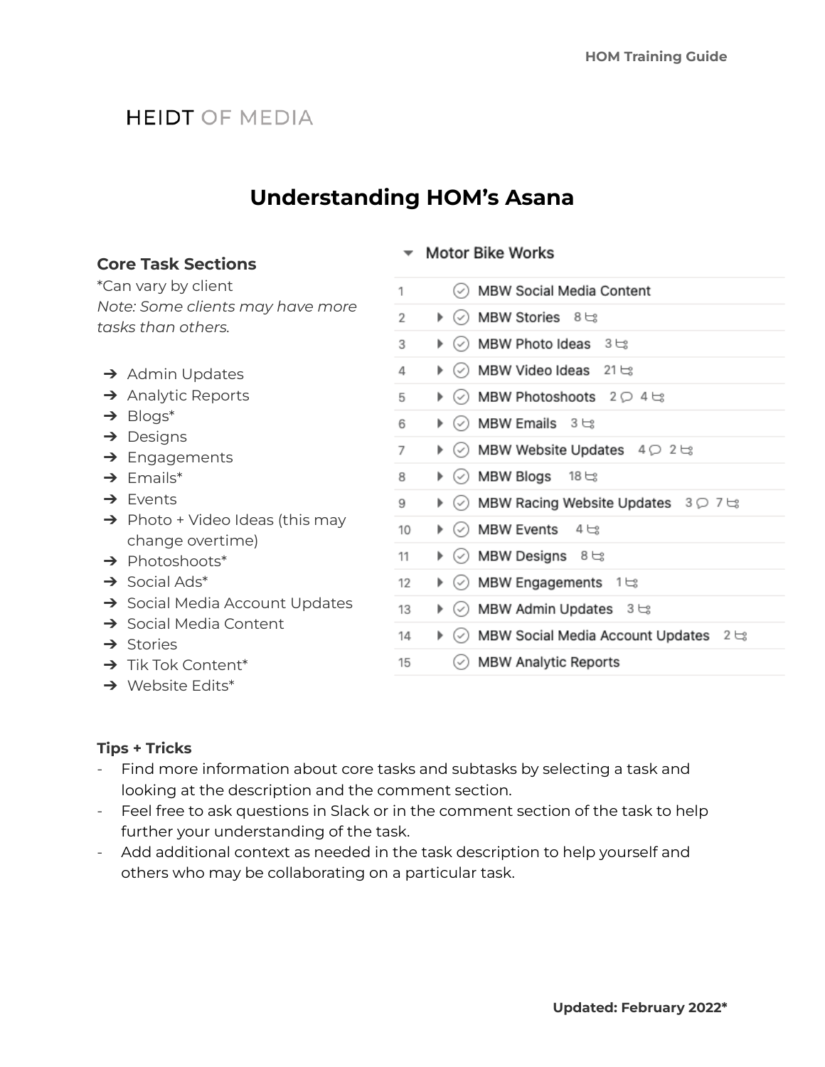HEIDT OF MEDIA

# Understanding HOM's Asana

### Core Task Sections

*Can vary by client

*Note: Some clients may have more tasks than others.*

- ➔ Admin Updates
- ➔ Analytic Reports
- ➔ Blogs*
- ➔ Designs
- ➔ Engagements
- ➔ Emails*
- ➔ Events
- ➔ Photo + Video Ideas (this may change overtime)
- ➔ Photoshoots*
- ➔ Social Ads*
- ➔ Social Media Account Updates
- ➔ Social Media Content
- ➔ Stories
- ➔ Tik Tok Content*
- ➔ Website Edits*

**Motor Bike Works**

| # | Task | Comments | Subtasks |
|---|---|---|---|
| 1 | MBW Social Media Content | | |
| 2 | MBW Stories | | 8 |
| 3 | MBW Photo Ideas | | 3 |
| 4 | MBW Video Ideas | | 21 |
| 5 | MBW Photoshoots | 2 | 4 |
| 6 | MBW Emails | | 3 |
| 7 | MBW Website Updates | 4 | 2 |
| 8 | MBW Blogs | | 18 |
| 9 | MBW Racing Website Updates | 3 | 7 |
| 10 | MBW Events | | 4 |
| 11 | MBW Designs | | 8 |
| 12 | MBW Engagements | | 1 |
| 13 | MBW Admin Updates | | 3 |
| 14 | MBW Social Media Account Updates | | 2 |
| 15 | MBW Analytic Reports | | |

### Tips + Tricks

- Find more information about core tasks and subtasks by selecting a task and looking at the description and the comment section.
- Feel free to ask questions in Slack or in the comment section of the task to help further your understanding of the task.
- Add additional context as needed in the task description to help yourself and others who may be collaborating on a particular task.

**Updated: February 2022***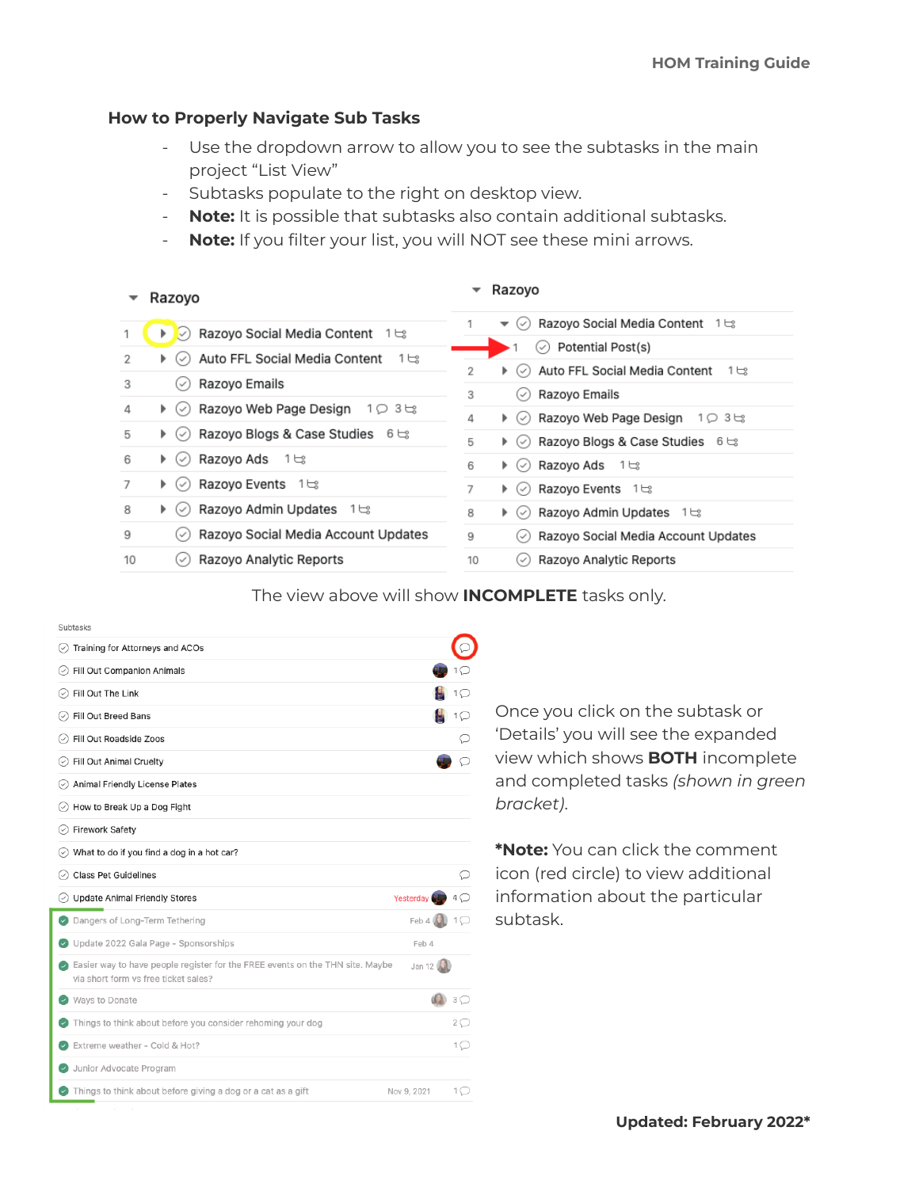## How to Properly Navigate Sub Tasks

- Use the dropdown arrow to allow you to see the subtasks in the main project "List View"
- Subtasks populate to the right on desktop view.
- **Note:** It is possible that subtasks also contain additional subtasks.
- **Note:** If you filter your list, you will NOT see these mini arrows.

**Razoyo**

| # | Task |
|---|---|
| 1 | Razoyo Social Media Content 1 |
| 2 | Auto FFL Social Media Content 1 |
| 3 | Razoyo Emails |
| 4 | Razoyo Web Page Design 1 3 |
| 5 | Razoyo Blogs & Case Studies 6 |
| 6 | Razoyo Ads 1 |
| 7 | Razoyo Events 1 |
| 8 | Razoyo Admin Updates 1 |
| 9 | Razoyo Social Media Account Updates |
| 10 | Razoyo Analytic Reports |

**Razoyo**

| # | Task |
|---|---|
| 1 | Razoyo Social Media Content 1 |
| 1 | Potential Post(s) |
| 2 | Auto FFL Social Media Content 1 |
| 3 | Razoyo Emails |
| 4 | Razoyo Web Page Design 1 3 |
| 5 | Razoyo Blogs & Case Studies 6 |
| 6 | Razoyo Ads 1 |
| 7 | Razoyo Events 1 |
| 8 | Razoyo Admin Updates 1 |
| 9 | Razoyo Social Media Account Updates |
| 10 | Razoyo Analytic Reports |

The view above will show **INCOMPLETE** tasks only.

Subtasks

- Training for Attorneys and ACOs
- Fill Out Companion Animals 1
- Fill Out The Link 1
- Fill Out Breed Bans 1
- Fill Out Roadside Zoos
- Fill Out Animal Cruelty
- Animal Friendly License Plates
- How to Break Up a Dog Fight
- Firework Safety
- What to do if you find a dog in a hot car?
- Class Pet Guidelines
- Update Animal Friendly Stores — Yesterday 4
- Dangers of Long-Term Tethering — Feb 4 1
- Update 2022 Gala Page - Sponsorships — Feb 4
- Easier way to have people register for the FREE events on the THN site. Maybe via short form vs free ticket sales? — Jan 12
- Ways to Donate 3
- Things to think about before you consider rehoming your dog 2
- Extreme weather - Cold & Hot? 1
- Junior Advocate Program
- Things to think about before giving a dog or a cat as a gift — Nov 9, 2021 1

Once you click on the subtask or 'Details' you will see the expanded view which shows **BOTH** incomplete and completed tasks *(shown in green bracket)*.

***Note:** You can click the comment icon (red circle) to view additional information about the particular subtask.

**Updated: February 2022***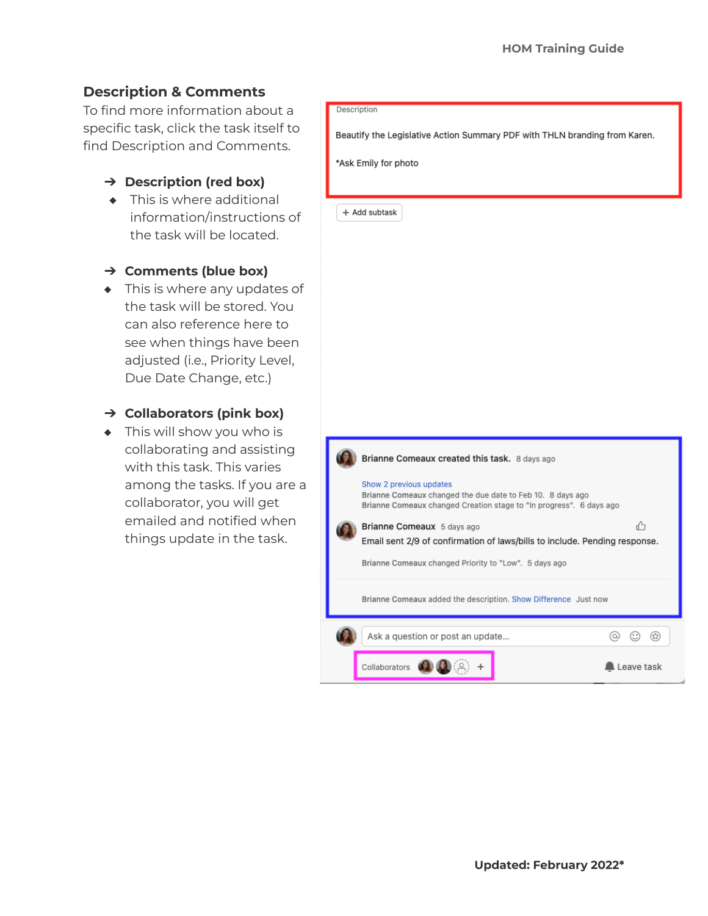## Description & Comments

To find more information about a specific task, click the task itself to find Description and Comments.

- **Description (red box)**
  - This is where additional information/instructions of the task will be located.
- **Comments (blue box)**
  - This is where any updates of the task will be stored. You can also reference here to see when things have been adjusted (i.e., Priority Level, Due Date Change, etc.)
- **Collaborators (pink box)**
  - This will show you who is collaborating and assisting with this task. This varies among the tasks. If you are a collaborator, you will get emailed and notified when things update in the task.

Description

Beautify the Legislative Action Summary PDF with THLN branding from Karen.

*Ask Emily for photo

+ Add subtask

Brianne Comeaux created this task. 8 days ago

Show 2 previous updates

Brianne Comeaux changed the due date to Feb 10. 8 days ago

Brianne Comeaux changed Creation stage to "In progress". 6 days ago

Brianne Comeaux 5 days ago

Email sent 2/9 of confirmation of laws/bills to include. Pending response.

Brianne Comeaux changed Priority to "Low". 5 days ago

Brianne Comeaux added the description. Show Difference Just now

Ask a question or post an update...

Collaborators +

Leave task

**Updated: February 2022***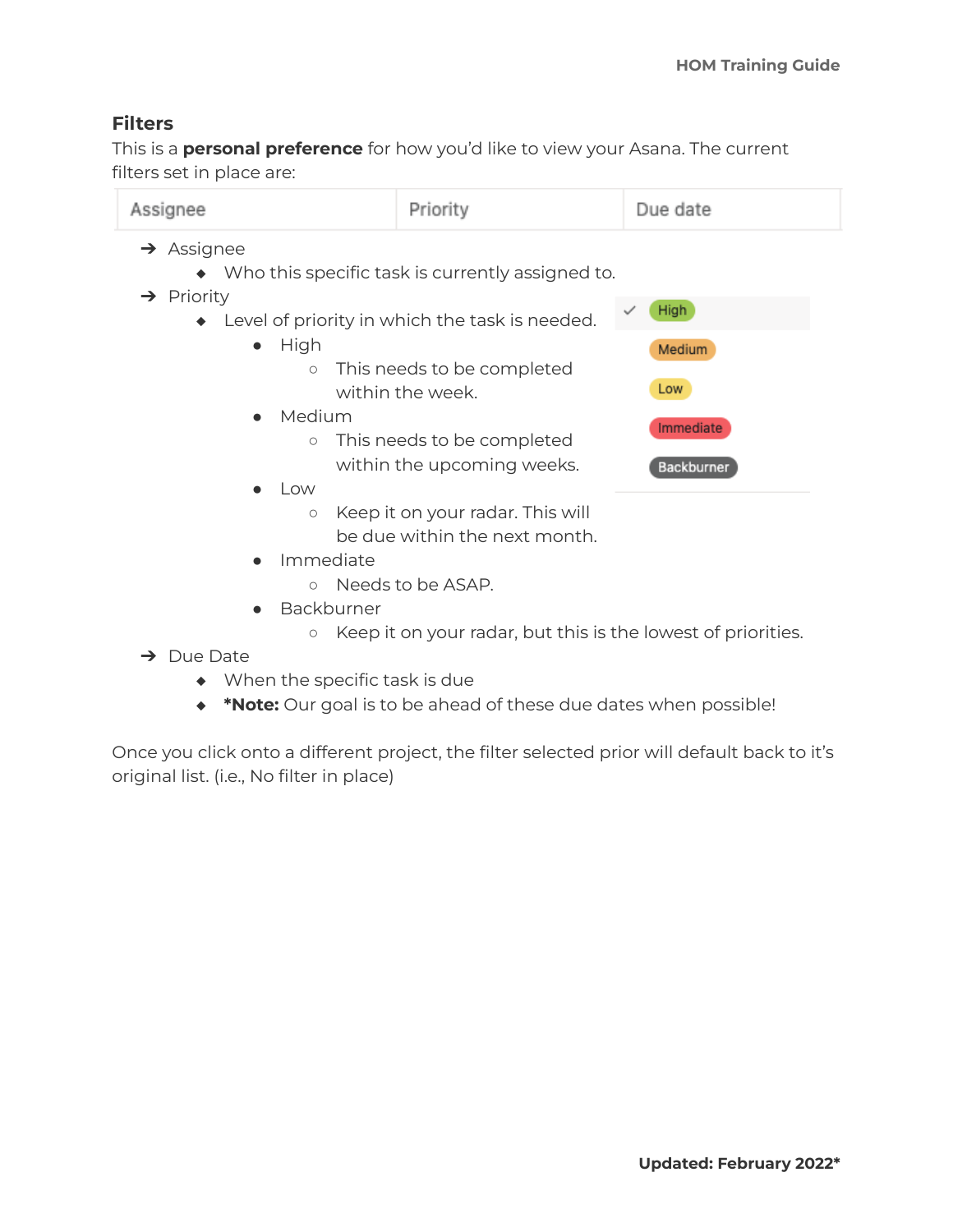## Filters

This is a **personal preference** for how you'd like to view your Asana. The current filters set in place are:

| Assignee | Priority | Due date |
|---|---|---|

- ➔ Assignee
  - Who this specific task is currently assigned to.
- ➔ Priority
  - Level of priority in which the task is needed.
    - High
      - This needs to be completed within the week.
    - Medium
      - This needs to be completed within the upcoming weeks.
    - Low
      - Keep it on your radar. This will be due within the next month.
    - Immediate
      - Needs to be ASAP.
    - Backburner
      - Keep it on your radar, but this is the lowest of priorities.
- ➔ Due Date
  - When the specific task is due
  - ***Note:** Our goal is to be ahead of these due dates when possible!

High
Medium
Low
Immediate
Backburner

Once you click onto a different project, the filter selected prior will default back to it's original list. (i.e., No filter in place)

**Updated: February 2022***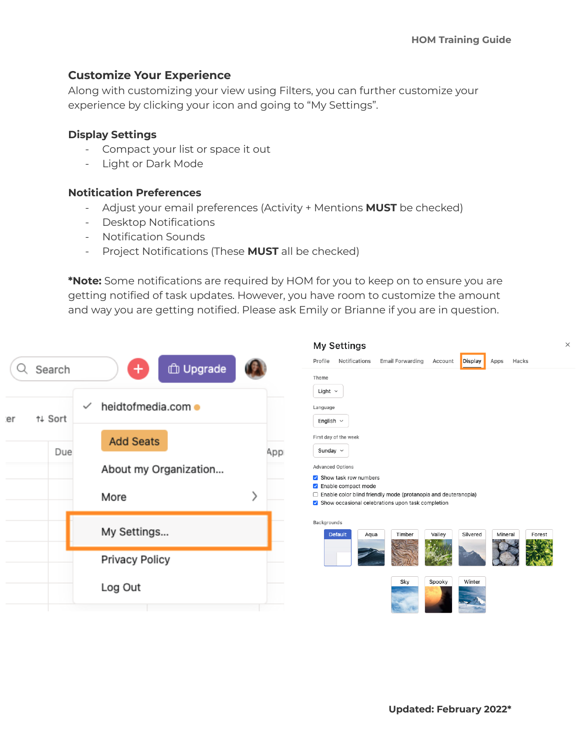## Customize Your Experience

Along with customizing your view using Filters, you can further customize your experience by clicking your icon and going to "My Settings".

### Display Settings

- Compact your list or space it out
- Light or Dark Mode

### Notitication Preferences

- Adjust your email preferences (Activity + Mentions **MUST** be checked)
- Desktop Notifications
- Notification Sounds
- Project Notifications (These **MUST** all be checked)

***Note:** Some notifications are required by HOM for you to keep on to ensure you are getting notified of task updates. However, you have room to customize the amount and way you are getting notified. Please ask Emily or Brianne if you are in question.

Updated: February 2022*